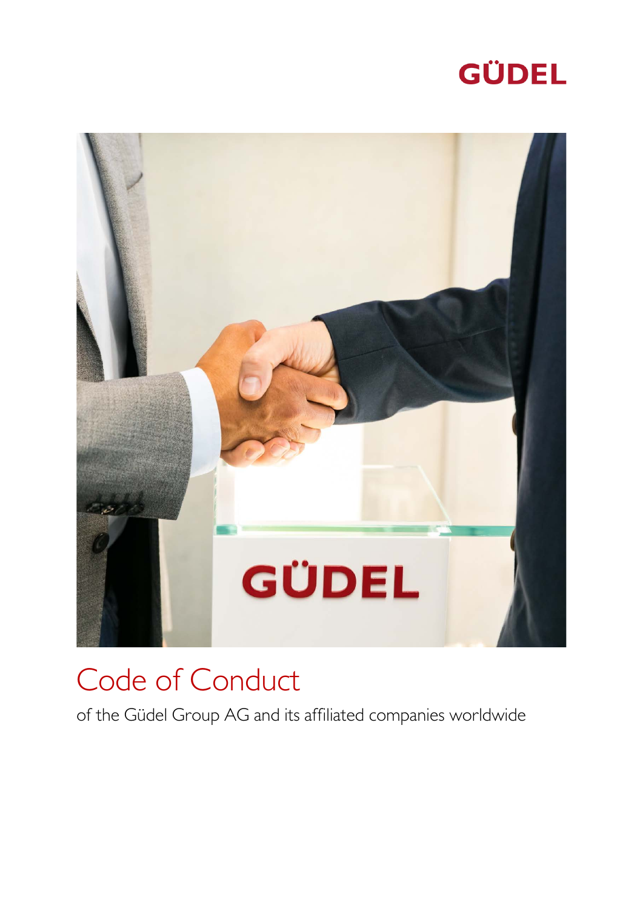GÜDEL

# Code of Conduct

of the Güdel Group AG and its affiliated companies worldwide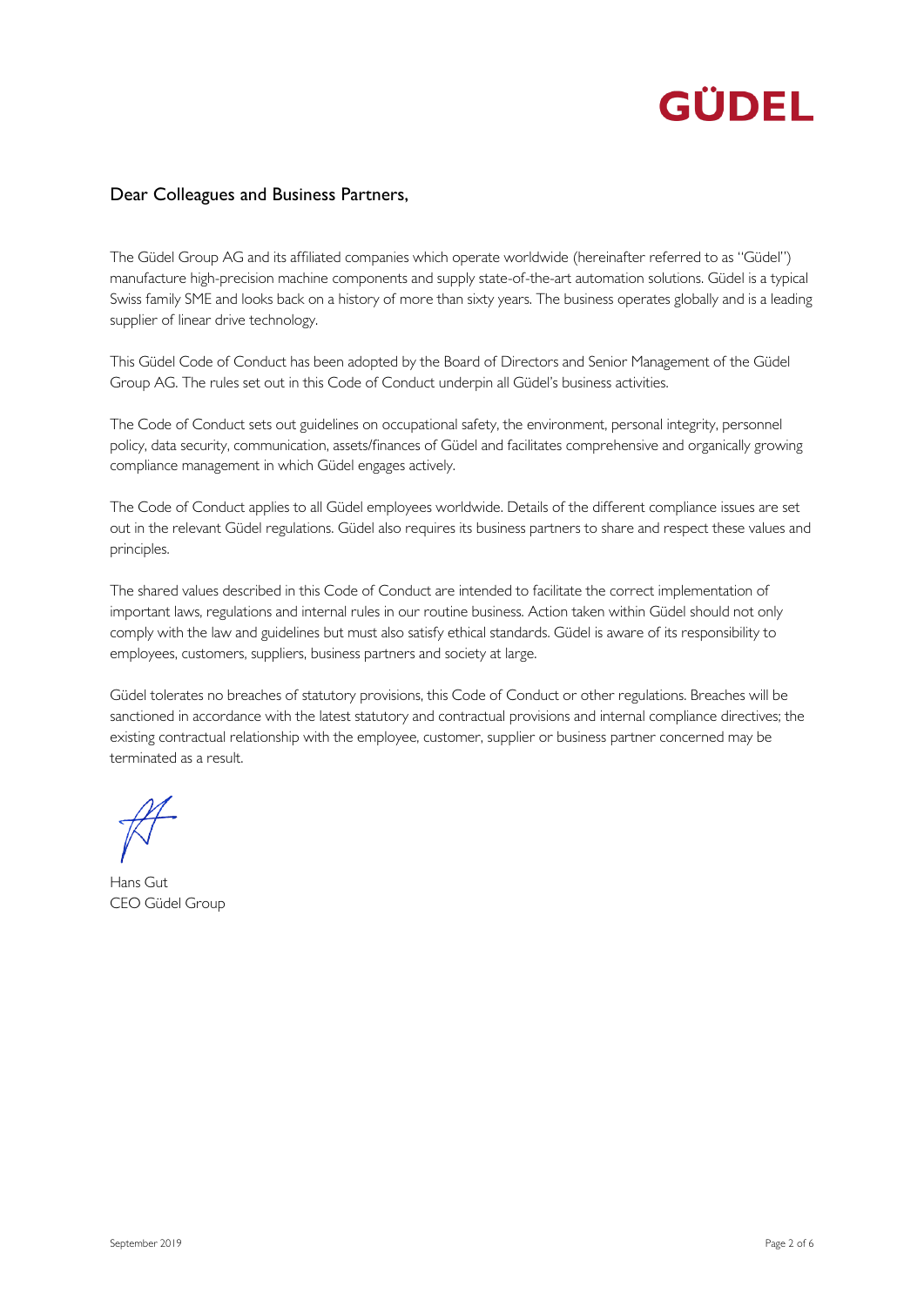GÜDEL

Dear Colleagues and Business Partners,

The Güdel Group AG and its affiliated companies which operate worldwide (hereinafter referred to as "Güdel") manufacture high-precision machine components and supply state-of-the-art automation solutions. Güdel is a typical Swiss family SME and looks back on a history of more than sixty years. The business operates globally and is a leading supplier of linear drive technology.

This Güdel Code of Conduct has been adopted by the Board of Directors and Senior Management of the Güdel Group AG. The rules set out in this Code of Conduct underpin all Güdel's business activities.

The Code of Conduct sets out guidelines on occupational safety, the environment, personal integrity, personnel policy, data security, communication, assets/finances of Güdel and facilitates comprehensive and organically growing compliance management in which Güdel engages actively.

The Code of Conduct applies to all Güdel employees worldwide. Details of the different compliance issues are set out in the relevant Güdel regulations. Güdel also requires its business partners to share and respect these values and principles.

The shared values described in this Code of Conduct are intended to facilitate the correct implementation of important laws, regulations and internal rules in our routine business. Action taken within Güdel should not only comply with the law and guidelines but must also satisfy ethical standards. Güdel is aware of its responsibility to employees, customers, suppliers, business partners and society at large.

Güdel tolerates no breaches of statutory provisions, this Code of Conduct or other regulations. Breaches will be sanctioned in accordance with the latest statutory and contractual provisions and internal compliance directives; the existing contractual relationship with the employee, customer, supplier or business partner concerned may be terminated as a result.

Hans Gut  
CEO Güdel Group

September 2019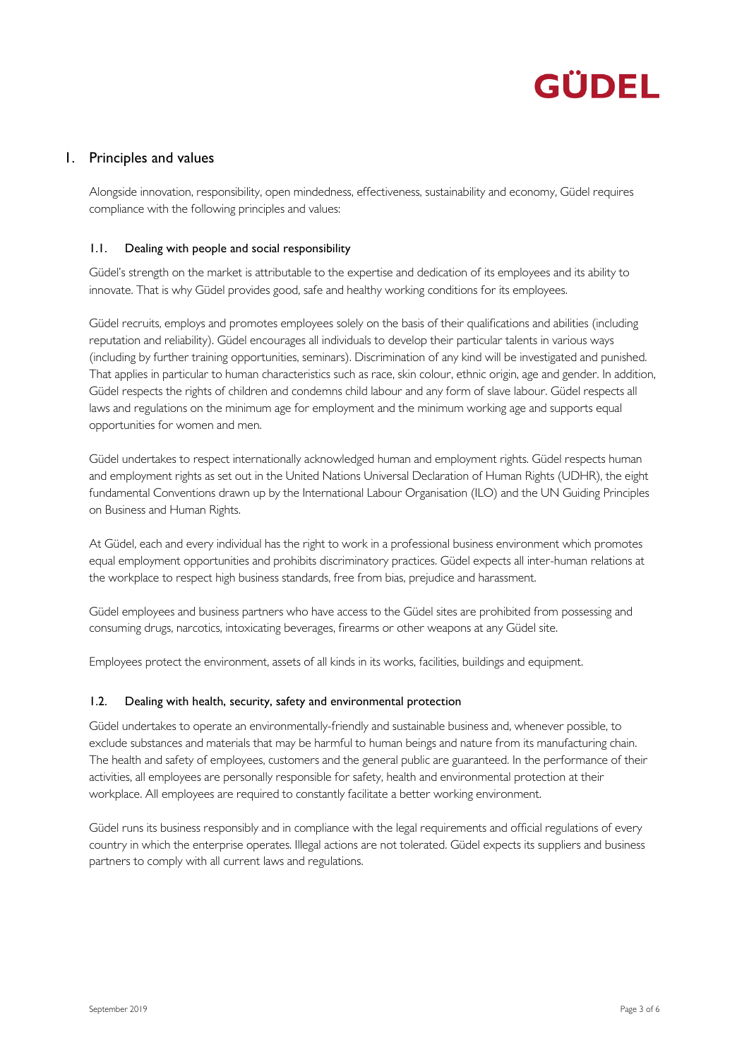## 1. Principles and values

Alongside innovation, responsibility, open mindedness, effectiveness, sustainability and economy, Güdel requires compliance with the following principles and values:

### 1.1. Dealing with people and social responsibility

Güdel's strength on the market is attributable to the expertise and dedication of its employees and its ability to innovate. That is why Güdel provides good, safe and healthy working conditions for its employees.

Güdel recruits, employs and promotes employees solely on the basis of their qualifications and abilities (including reputation and reliability). Güdel encourages all individuals to develop their particular talents in various ways (including by further training opportunities, seminars). Discrimination of any kind will be investigated and punished. That applies in particular to human characteristics such as race, skin colour, ethnic origin, age and gender. In addition, Güdel respects the rights of children and condemns child labour and any form of slave labour. Güdel respects all laws and regulations on the minimum age for employment and the minimum working age and supports equal opportunities for women and men.

Güdel undertakes to respect internationally acknowledged human and employment rights. Güdel respects human and employment rights as set out in the United Nations Universal Declaration of Human Rights (UDHR), the eight fundamental Conventions drawn up by the International Labour Organisation (ILO) and the UN Guiding Principles on Business and Human Rights.

At Güdel, each and every individual has the right to work in a professional business environment which promotes equal employment opportunities and prohibits discriminatory practices. Güdel expects all inter-human relations at the workplace to respect high business standards, free from bias, prejudice and harassment.

Güdel employees and business partners who have access to the Güdel sites are prohibited from possessing and consuming drugs, narcotics, intoxicating beverages, firearms or other weapons at any Güdel site.

Employees protect the environment, assets of all kinds in its works, facilities, buildings and equipment.

### 1.2. Dealing with health, security, safety and environmental protection

Güdel undertakes to operate an environmentally-friendly and sustainable business and, whenever possible, to exclude substances and materials that may be harmful to human beings and nature from its manufacturing chain. The health and safety of employees, customers and the general public are guaranteed. In the performance of their activities, all employees are personally responsible for safety, health and environmental protection at their workplace. All employees are required to constantly facilitate a better working environment.

Güdel runs its business responsibly and in compliance with the legal requirements and official regulations of every country in which the enterprise operates. Illegal actions are not tolerated. Güdel expects its suppliers and business partners to comply with all current laws and regulations.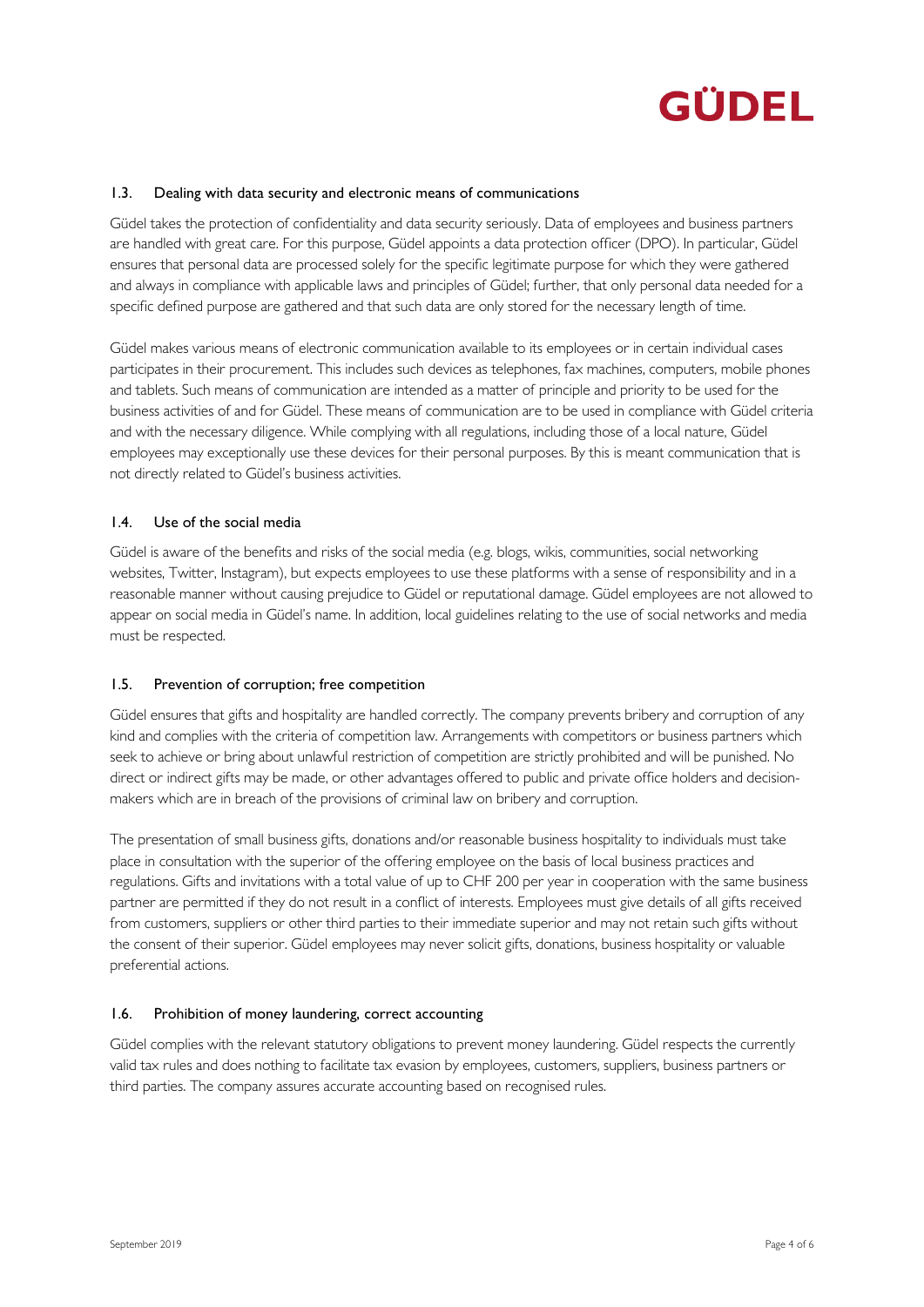### 1.3. Dealing with data security and electronic means of communications

Güdel takes the protection of confidentiality and data security seriously. Data of employees and business partners are handled with great care. For this purpose, Güdel appoints a data protection officer (DPO). In particular, Güdel ensures that personal data are processed solely for the specific legitimate purpose for which they were gathered and always in compliance with applicable laws and principles of Güdel; further, that only personal data needed for a specific defined purpose are gathered and that such data are only stored for the necessary length of time.

Güdel makes various means of electronic communication available to its employees or in certain individual cases participates in their procurement. This includes such devices as telephones, fax machines, computers, mobile phones and tablets. Such means of communication are intended as a matter of principle and priority to be used for the business activities of and for Güdel. These means of communication are to be used in compliance with Güdel criteria and with the necessary diligence. While complying with all regulations, including those of a local nature, Güdel employees may exceptionally use these devices for their personal purposes. By this is meant communication that is not directly related to Güdel's business activities.

### 1.4. Use of the social media

Güdel is aware of the benefits and risks of the social media (e.g. blogs, wikis, communities, social networking websites, Twitter, Instagram), but expects employees to use these platforms with a sense of responsibility and in a reasonable manner without causing prejudice to Güdel or reputational damage. Güdel employees are not allowed to appear on social media in Güdel's name. In addition, local guidelines relating to the use of social networks and media must be respected.

### 1.5. Prevention of corruption; free competition

Güdel ensures that gifts and hospitality are handled correctly. The company prevents bribery and corruption of any kind and complies with the criteria of competition law. Arrangements with competitors or business partners which seek to achieve or bring about unlawful restriction of competition are strictly prohibited and will be punished. No direct or indirect gifts may be made, or other advantages offered to public and private office holders and decision-makers which are in breach of the provisions of criminal law on bribery and corruption.

The presentation of small business gifts, donations and/or reasonable business hospitality to individuals must take place in consultation with the superior of the offering employee on the basis of local business practices and regulations. Gifts and invitations with a total value of up to CHF 200 per year in cooperation with the same business partner are permitted if they do not result in a conflict of interests. Employees must give details of all gifts received from customers, suppliers or other third parties to their immediate superior and may not retain such gifts without the consent of their superior. Güdel employees may never solicit gifts, donations, business hospitality or valuable preferential actions.

### 1.6. Prohibition of money laundering, correct accounting

Güdel complies with the relevant statutory obligations to prevent money laundering. Güdel respects the currently valid tax rules and does nothing to facilitate tax evasion by employees, customers, suppliers, business partners or third parties. The company assures accurate accounting based on recognised rules.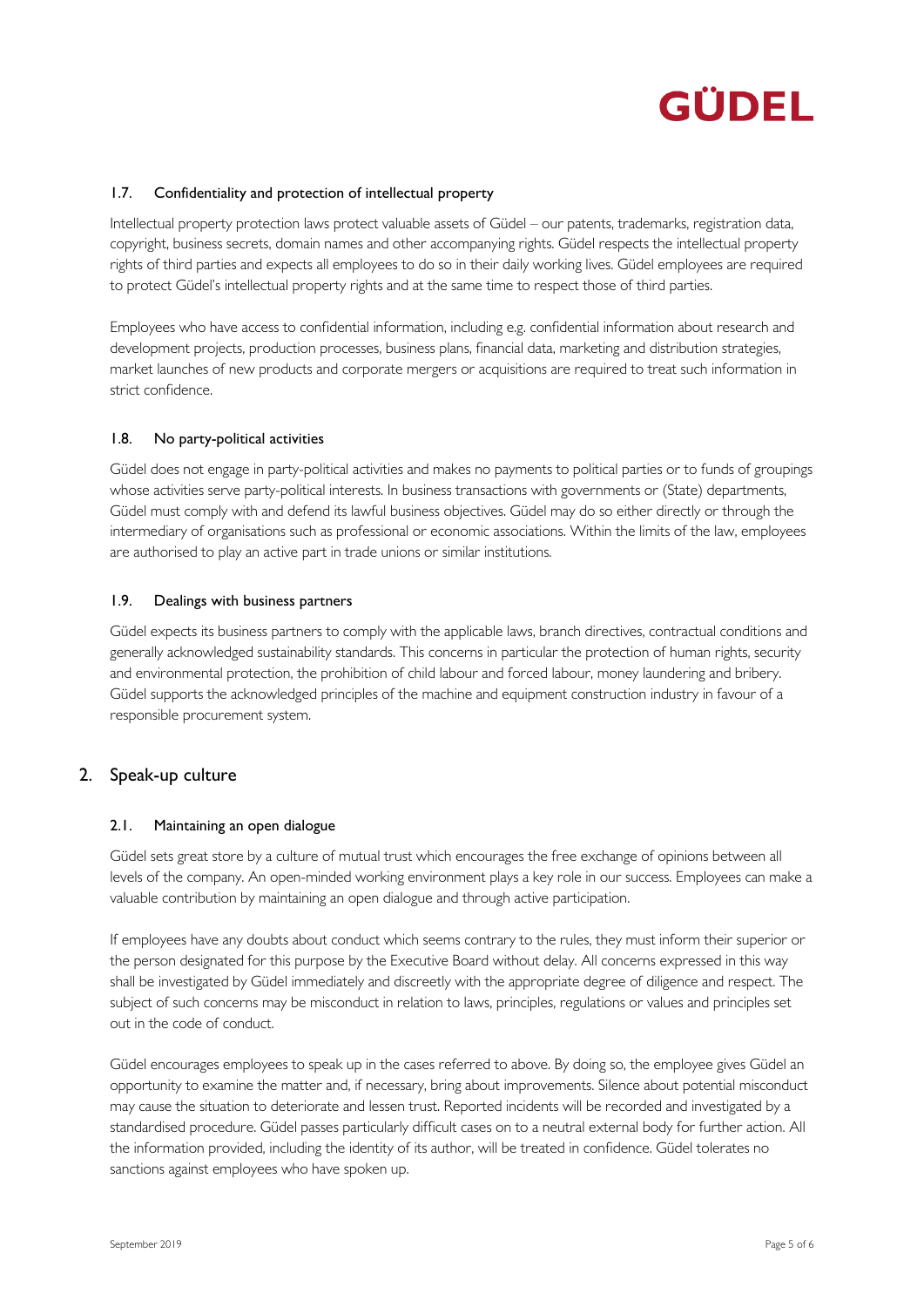### 1.7. Confidentiality and protection of intellectual property

Intellectual property protection laws protect valuable assets of Güdel – our patents, trademarks, registration data, copyright, business secrets, domain names and other accompanying rights. Güdel respects the intellectual property rights of third parties and expects all employees to do so in their daily working lives. Güdel employees are required to protect Güdel's intellectual property rights and at the same time to respect those of third parties.

Employees who have access to confidential information, including e.g. confidential information about research and development projects, production processes, business plans, financial data, marketing and distribution strategies, market launches of new products and corporate mergers or acquisitions are required to treat such information in strict confidence.

### 1.8. No party-political activities

Güdel does not engage in party-political activities and makes no payments to political parties or to funds of groupings whose activities serve party-political interests. In business transactions with governments or (State) departments, Güdel must comply with and defend its lawful business objectives. Güdel may do so either directly or through the intermediary of organisations such as professional or economic associations. Within the limits of the law, employees are authorised to play an active part in trade unions or similar institutions.

### 1.9. Dealings with business partners

Güdel expects its business partners to comply with the applicable laws, branch directives, contractual conditions and generally acknowledged sustainability standards. This concerns in particular the protection of human rights, security and environmental protection, the prohibition of child labour and forced labour, money laundering and bribery. Güdel supports the acknowledged principles of the machine and equipment construction industry in favour of a responsible procurement system.

## 2. Speak-up culture

### 2.1. Maintaining an open dialogue

Güdel sets great store by a culture of mutual trust which encourages the free exchange of opinions between all levels of the company. An open-minded working environment plays a key role in our success. Employees can make a valuable contribution by maintaining an open dialogue and through active participation.

If employees have any doubts about conduct which seems contrary to the rules, they must inform their superior or the person designated for this purpose by the Executive Board without delay. All concerns expressed in this way shall be investigated by Güdel immediately and discreetly with the appropriate degree of diligence and respect. The subject of such concerns may be misconduct in relation to laws, principles, regulations or values and principles set out in the code of conduct.

Güdel encourages employees to speak up in the cases referred to above. By doing so, the employee gives Güdel an opportunity to examine the matter and, if necessary, bring about improvements. Silence about potential misconduct may cause the situation to deteriorate and lessen trust. Reported incidents will be recorded and investigated by a standardised procedure. Güdel passes particularly difficult cases on to a neutral external body for further action. All the information provided, including the identity of its author, will be treated in confidence. Güdel tolerates no sanctions against employees who have spoken up.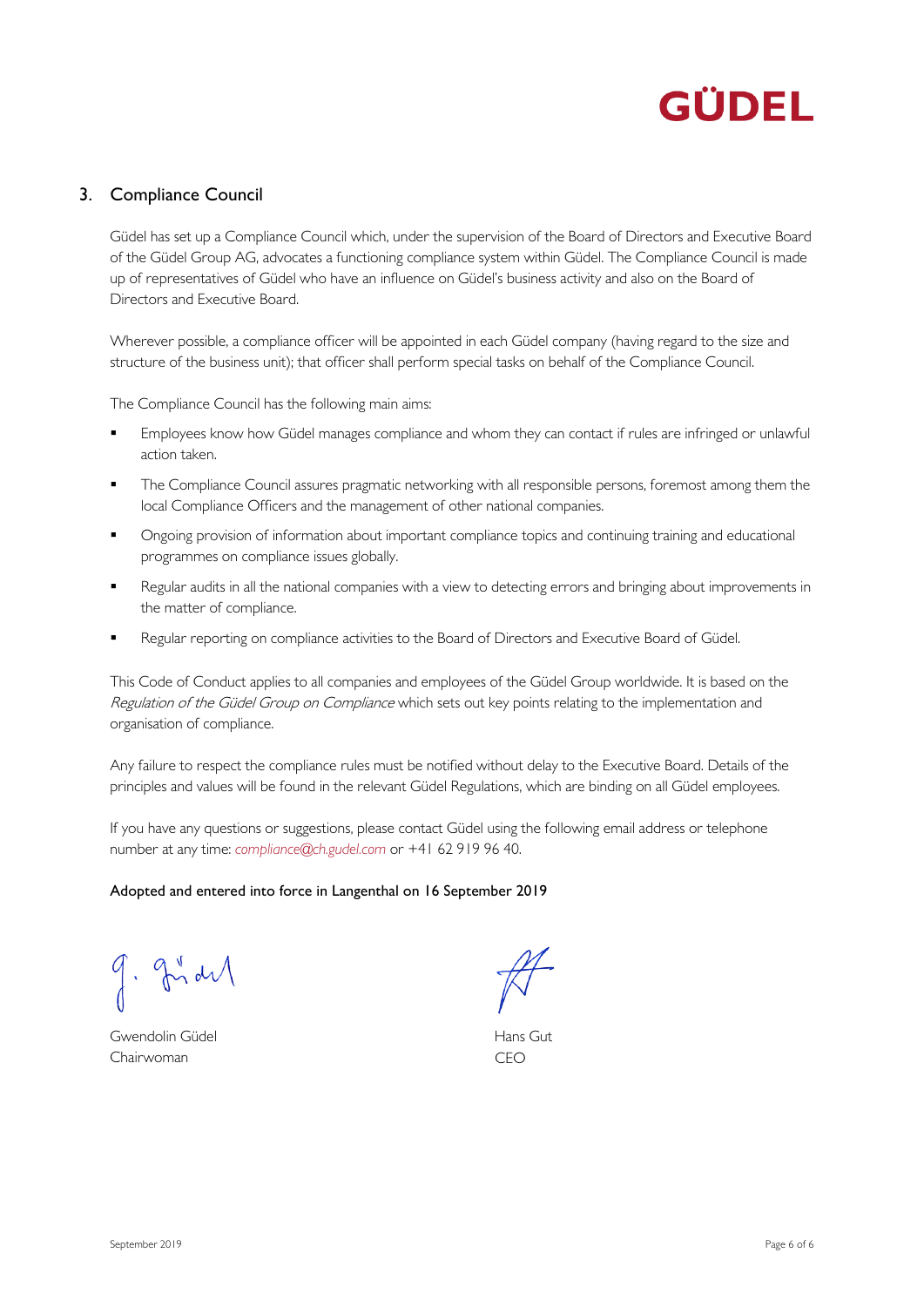## 3. Compliance Council

Güdel has set up a Compliance Council which, under the supervision of the Board of Directors and Executive Board of the Güdel Group AG, advocates a functioning compliance system within Güdel. The Compliance Council is made up of representatives of Güdel who have an influence on Güdel's business activity and also on the Board of Directors and Executive Board.

Wherever possible, a compliance officer will be appointed in each Güdel company (having regard to the size and structure of the business unit); that officer shall perform special tasks on behalf of the Compliance Council.

The Compliance Council has the following main aims:

- Employees know how Güdel manages compliance and whom they can contact if rules are infringed or unlawful action taken.
- The Compliance Council assures pragmatic networking with all responsible persons, foremost among them the local Compliance Officers and the management of other national companies.
- Ongoing provision of information about important compliance topics and continuing training and educational programmes on compliance issues globally.
- Regular audits in all the national companies with a view to detecting errors and bringing about improvements in the matter of compliance.
- Regular reporting on compliance activities to the Board of Directors and Executive Board of Güdel.

This Code of Conduct applies to all companies and employees of the Güdel Group worldwide. It is based on the *Regulation of the Güdel Group on Compliance* which sets out key points relating to the implementation and organisation of compliance.

Any failure to respect the compliance rules must be notified without delay to the Executive Board. Details of the principles and values will be found in the relevant Güdel Regulations, which are binding on all Güdel employees.

If you have any questions or suggestions, please contact Güdel using the following email address or telephone number at any time: *compliance@ch.gudel.com* or +41 62 919 96 40.

**Adopted and entered into force in Langenthal on 16 September 2019**

Gwendolin Güdel
Chairwoman

Hans Gut
CEO